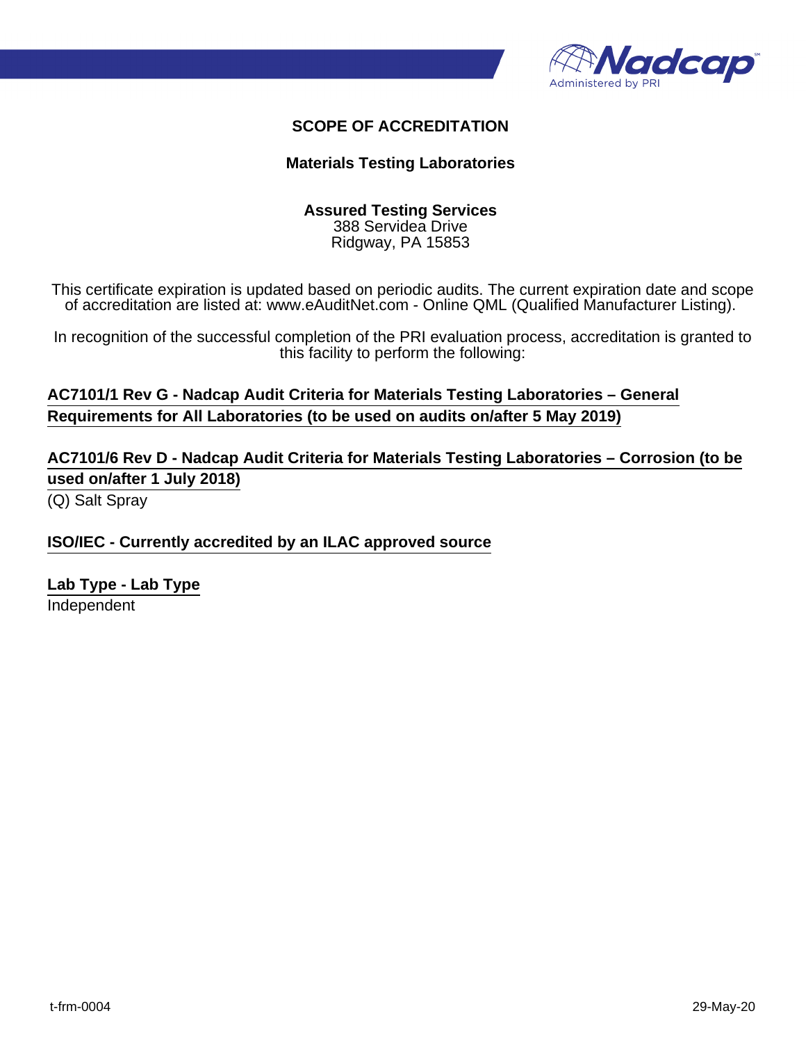# SCOPE OF ACCREDITATION

## Materials Testing Laboratories

**Assured Testing Services**
388 Servidea Drive
Ridgway, PA 15853

This certificate expiration is updated based on periodic audits. The current expiration date and scope of accreditation are listed at: www.eAuditNet.com - Online QML (Qualified Manufacturer Listing).

In recognition of the successful completion of the PRI evaluation process, accreditation is granted to this facility to perform the following:

**AC7101/1 Rev G - Nadcap Audit Criteria for Materials Testing Laboratories – General Requirements for All Laboratories (to be used on audits on/after 5 May 2019)**

**AC7101/6 Rev D - Nadcap Audit Criteria for Materials Testing Laboratories – Corrosion (to be used on/after 1 July 2018)**

(Q) Salt Spray

**ISO/IEC - Currently accredited by an ILAC approved source**

**Lab Type - Lab Type**

Independent

t-frm-0004 29-May-20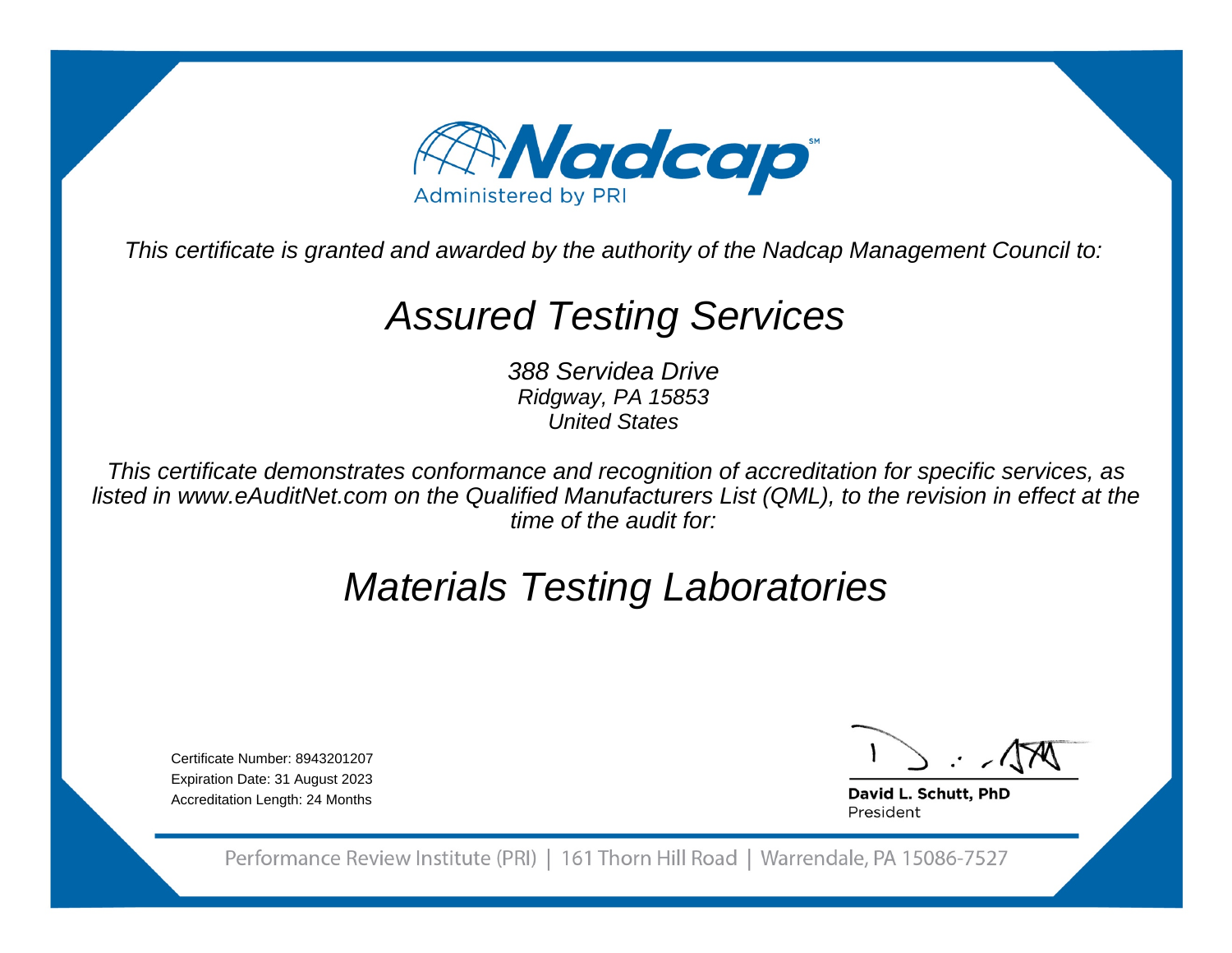Nadcap
Administered by PRI

*This certificate is granted and awarded by the authority of the Nadcap Management Council to:*

# *Assured Testing Services*

*388 Servidea Drive*
*Ridgway, PA 15853*
*United States*

*This certificate demonstrates conformance and recognition of accreditation for specific services, as listed in www.eAuditNet.com on the Qualified Manufacturers List (QML), to the revision in effect at the time of the audit for:*

# *Materials Testing Laboratories*

Certificate Number: 8943201207
Expiration Date: 31 August 2023
Accreditation Length: 24 Months

**David L. Schutt, PhD**
President

Performance Review Institute (PRI) | 161 Thorn Hill Road | Warrendale, PA 15086-7527